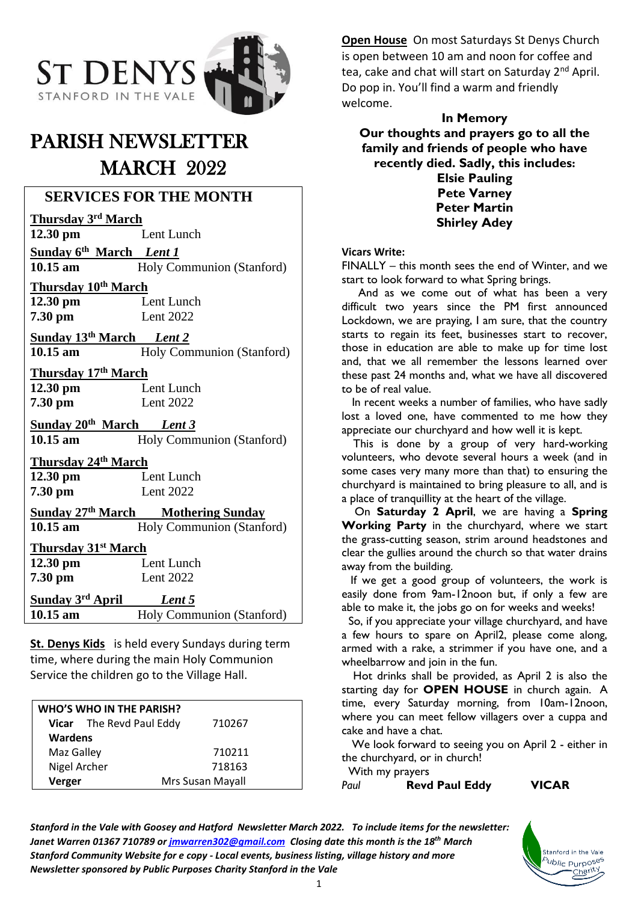# ST DENYS
STANFORD IN THE VALE

# PARISH NEWSLETTER MARCH 2022

## SERVICES FOR THE MONTH

**Thursday 3rd March**
**12.30 pm** Lent Lunch

**Sunday 6th March** ***Lent 1***
**10.15 am** Holy Communion (Stanford)

**Thursday 10th March**
**12.30 pm** Lent Lunch
**7.30 pm** Lent 2022

**Sunday 13th March** ***Lent 2***
**10.15 am** Holy Communion (Stanford)

**Thursday 17th March**
**12.30 pm** Lent Lunch
**7.30 pm** Lent 2022

**Sunday 20th March** ***Lent 3***
**10.15 am** Holy Communion (Stanford)

**Thursday 24th March**
**12.30 pm** Lent Lunch
**7.30 pm** Lent 2022

**Sunday 27th March** **Mothering Sunday**
**10.15 am** Holy Communion (Stanford)

**Thursday 31st March**
**12.30 pm** Lent Lunch
**7.30 pm** Lent 2022

**Sunday 3rd April** ***Lent 5***
**10.15 am** Holy Communion (Stanford)

**St. Denys Kids** is held every Sundays during term time, where during the main Holy Communion Service the children go to the Village Hall.

| WHO'S WHO IN THE PARISH? | |
|---|---|
| **Vicar** The Revd Paul Eddy | 710267 |
| **Wardens** | |
| Maz Galley | 710211 |
| Nigel Archer | 718163 |
| **Verger** | Mrs Susan Mayall |

**Open House** On most Saturdays St Denys Church is open between 10 am and noon for coffee and tea, cake and chat will start on Saturday 2nd April. Do pop in. You'll find a warm and friendly welcome.

**In Memory**
**Our thoughts and prayers go to all the family and friends of people who have recently died. Sadly, this includes:**
**Elsie Pauling**
**Pete Varney**
**Peter Martin**
**Shirley Adey**

**Vicars Write:**

FINALLY – this month sees the end of Winter, and we start to look forward to what Spring brings.

And as we come out of what has been a very difficult two years since the PM first announced Lockdown, we are praying, I am sure, that the country starts to regain its feet, businesses start to recover, those in education are able to make up for time lost and, that we all remember the lessons learned over these past 24 months and, what we have all discovered to be of real value.

In recent weeks a number of families, who have sadly lost a loved one, have commented to me how they appreciate our churchyard and how well it is kept.

This is done by a group of very hard-working volunteers, who devote several hours a week (and in some cases very many more than that) to ensuring the churchyard is maintained to bring pleasure to all, and is a place of tranquillity at the heart of the village.

On **Saturday 2 April**, we are having a **Spring Working Party** in the churchyard, where we start the grass-cutting season, strim around headstones and clear the gullies around the church so that water drains away from the building.

If we get a good group of volunteers, the work is easily done from 9am-12noon but, if only a few are able to make it, the jobs go on for weeks and weeks!

So, if you appreciate your village churchyard, and have a few hours to spare on April2, please come along, armed with a rake, a strimmer if you have one, and a wheelbarrow and join in the fun.

Hot drinks shall be provided, as April 2 is also the starting day for **OPEN HOUSE** in church again. A time, every Saturday morning, from 10am-12noon, where you can meet fellow villagers over a cuppa and cake and have a chat.

We look forward to seeing you on April 2 - either in the churchyard, or in church!

With my prayers

*Paul* **Revd Paul Eddy** **VICAR**

***Stanford in the Vale with Goosey and Hatford Newsletter March 2022. To include items for the newsletter: Janet Warren 01367 710789 or jmwarren302@gmail.com Closing date this month is the 18th March***
***Stanford Community Website for e copy - Local events, business listing, village history and more***
***Newsletter sponsored by Public Purposes Charity Stanford in the Vale***

Stanford in the Vale Public Purposes Charity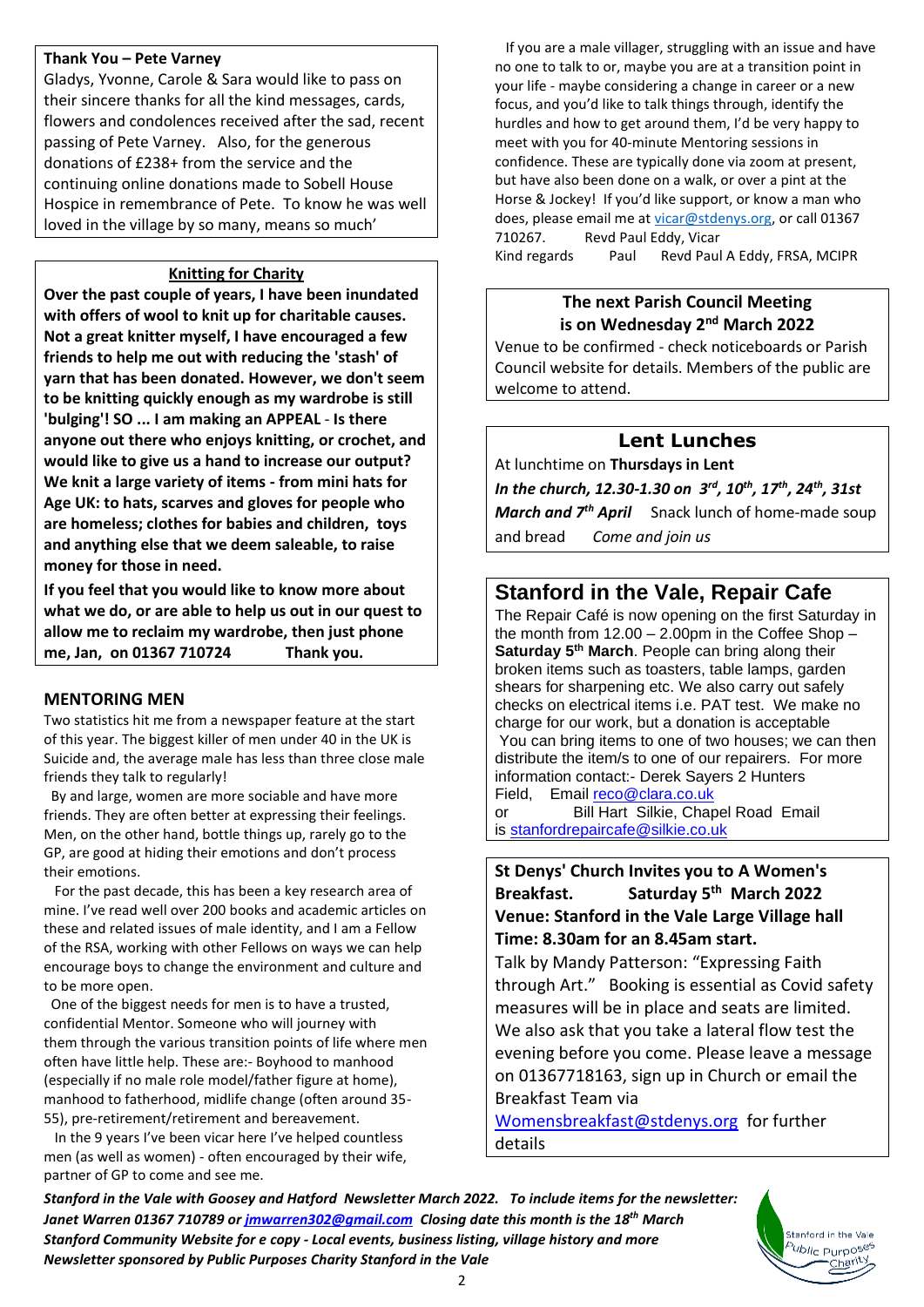**Thank You – Pete Varney**

Gladys, Yvonne, Carole & Sara would like to pass on their sincere thanks for all the kind messages, cards, flowers and condolences received after the sad, recent passing of Pete Varney. Also, for the generous donations of £238+ from the service and the continuing online donations made to Sobell House Hospice in remembrance of Pete. To know he was well loved in the village by so many, means so much'

## Knitting for Charity

**Over the past couple of years, I have been inundated with offers of wool to knit up for charitable causes. Not a great knitter myself, I have encouraged a few friends to help me out with reducing the 'stash' of yarn that has been donated. However, we don't seem to be knitting quickly enough as my wardrobe is still 'bulging'! SO ... I am making an APPEAL - Is there anyone out there who enjoys knitting, or crochet, and would like to give us a hand to increase our output? We knit a large variety of items - from mini hats for Age UK: to hats, scarves and gloves for people who are homeless; clothes for babies and children, toys and anything else that we deem saleable, to raise money for those in need.**

**If you feel that you would like to know more about what we do, or are able to help us out in our quest to allow me to reclaim my wardrobe, then just phone me, Jan, on 01367 710724 Thank you.**

## MENTORING MEN

Two statistics hit me from a newspaper feature at the start of this year. The biggest killer of men under 40 in the UK is Suicide and, the average male has less than three close male friends they talk to regularly!

By and large, women are more sociable and have more friends. They are often better at expressing their feelings. Men, on the other hand, bottle things up, rarely go to the GP, are good at hiding their emotions and don't process their emotions.

For the past decade, this has been a key research area of mine. I've read well over 200 books and academic articles on these and related issues of male identity, and I am a Fellow of the RSA, working with other Fellows on ways we can help encourage boys to change the environment and culture and to be more open.

One of the biggest needs for men is to have a trusted, confidential Mentor. Someone who will journey with them through the various transition points of life where men often have little help. These are:- Boyhood to manhood (especially if no male role model/father figure at home), manhood to fatherhood, midlife change (often around 35-55), pre-retirement/retirement and bereavement.

In the 9 years I've been vicar here I've helped countless men (as well as women) - often encouraged by their wife, partner of GP to come and see me.

If you are a male villager, struggling with an issue and have no one to talk to or, maybe you are at a transition point in your life - maybe considering a change in career or a new focus, and you'd like to talk things through, identify the hurdles and how to get around them, I'd be very happy to meet with you for 40-minute Mentoring sessions in confidence. These are typically done via zoom at present, but have also been done on a walk, or over a pint at the Horse & Jockey! If you'd like support, or know a man who does, please email me at vicar@stdenys.org, or call 01367 710267. Revd Paul Eddy, Vicar

Kind regards Paul Revd Paul A Eddy, FRSA, MCIPR

## The next Parish Council Meeting is on Wednesday 2nd March 2022

Venue to be confirmed - check noticeboards or Parish Council website for details. Members of the public are welcome to attend.

## Lent Lunches

At lunchtime on **Thursdays in Lent**

***In the church, 12.30-1.30 on 3rd, 10th, 17th, 24th, 31st March and 7th April*** Snack lunch of home-made soup and bread *Come and join us*

## Stanford in the Vale, Repair Cafe

The Repair Café is now opening on the first Saturday in the month from 12.00 – 2.00pm in the Coffee Shop – **Saturday 5th March**. People can bring along their broken items such as toasters, table lamps, garden shears for sharpening etc. We also carry out safely checks on electrical items i.e. PAT test. We make no charge for our work, but a donation is acceptable

You can bring items to one of two houses; we can then distribute the item/s to one of our repairers. For more information contact:- Derek Sayers 2 Hunters Field, Email reco@clara.co.uk

or Bill Hart Silkie, Chapel Road Email is stanfordrepaircafe@silkie.co.uk

**St Denys' Church Invites you to A Women's Breakfast. Saturday 5th March 2022**
**Venue: Stanford in the Vale Large Village hall**
**Time: 8.30am for an 8.45am start.**

Talk by Mandy Patterson: "Expressing Faith through Art." Booking is essential as Covid safety measures will be in place and seats are limited. We also ask that you take a lateral flow test the evening before you come. Please leave a message on 01367718163, sign up in Church or email the Breakfast Team via Womensbreakfast@stdenys.org for further details

***Stanford in the Vale with Goosey and Hatford Newsletter March 2022. To include items for the newsletter: Janet Warren 01367 710789 or jmwarren302@gmail.com Closing date this month is the 18th March***
***Stanford Community Website for e copy - Local events, business listing, village history and more***
***Newsletter sponsored by Public Purposes Charity Stanford in the Vale***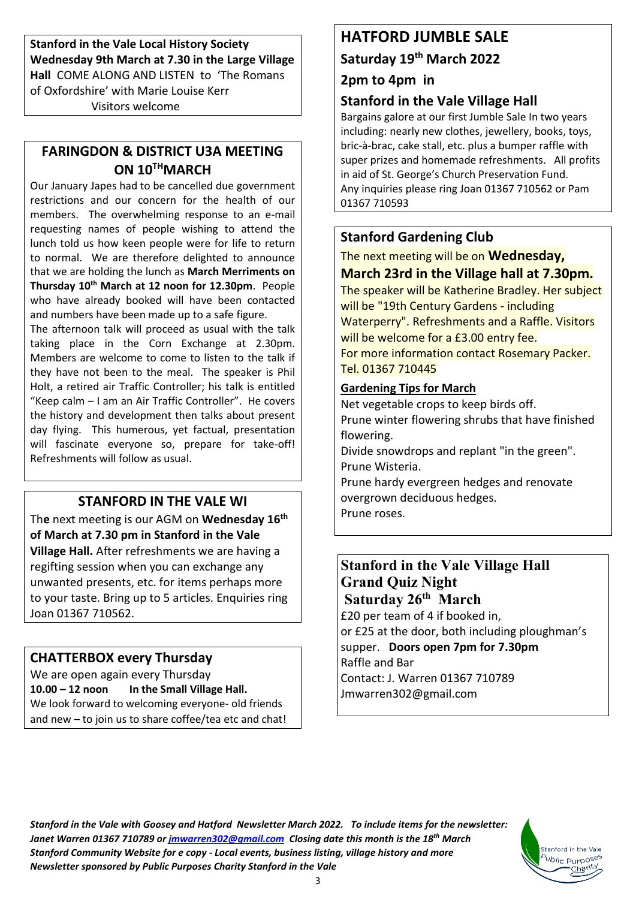**Stanford in the Vale Local History Society**
**Wednesday 9th March at 7.30 in the Large Village Hall** COME ALONG AND LISTEN to 'The Romans of Oxfordshire' with Marie Louise Kerr
Visitors welcome

## FARINGDON & DISTRICT U3A MEETING ON 10TH MARCH

Our January Japes had to be cancelled due government restrictions and our concern for the health of our members. The overwhelming response to an e-mail requesting names of people wishing to attend the lunch told us how keen people were for life to return to normal. We are therefore delighted to announce that we are holding the lunch as **March Merriments on Thursday 10th March at 12 noon for 12.30pm**. People who have already booked will have been contacted and numbers have been made up to a safe figure.

The afternoon talk will proceed as usual with the talk taking place in the Corn Exchange at 2.30pm. Members are welcome to come to listen to the talk if they have not been to the meal. The speaker is Phil Holt, a retired air Traffic Controller; his talk is entitled "Keep calm – I am an Air Traffic Controller". He covers the history and development then talks about present day flying. This humerous, yet factual, presentation will fascinate everyone so, prepare for take-off! Refreshments will follow as usual.

## STANFORD IN THE VALE WI

The next meeting is our AGM on **Wednesday 16th of March at 7.30 pm in Stanford in the Vale Village Hall.** After refreshments we are having a regifting session when you can exchange any unwanted presents, etc. for items perhaps more to your taste. Bring up to 5 articles. Enquiries ring Joan 01367 710562.

## CHATTERBOX every Thursday

We are open again every Thursday
**10.00 – 12 noon In the Small Village Hall.**
We look forward to welcoming everyone- old friends and new – to join us to share coffee/tea etc and chat!

## HATFORD JUMBLE SALE

### Saturday 19th March 2022

### 2pm to 4pm in

### Stanford in the Vale Village Hall

Bargains galore at our first Jumble Sale In two years including: nearly new clothes, jewellery, books, toys, bric-à-brac, cake stall, etc. plus a bumper raffle with super prizes and homemade refreshments. All profits in aid of St. George's Church Preservation Fund. Any inquiries please ring Joan 01367 710562 or Pam 01367 710593

## Stanford Gardening Club

The next meeting will be on **Wednesday, March 23rd in the Village hall at 7.30pm.**
The speaker will be Katherine Bradley. Her subject will be "19th Century Gardens - including Waterperry". Refreshments and a Raffle. Visitors will be welcome for a £3.00 entry fee.
For more information contact Rosemary Packer. Tel. 01367 710445

**Gardening Tips for March**

Net vegetable crops to keep birds off.
Prune winter flowering shrubs that have finished flowering.
Divide snowdrops and replant "in the green".
Prune Wisteria.
Prune hardy evergreen hedges and renovate overgrown deciduous hedges.
Prune roses.

## Stanford in the Vale Village Hall Grand Quiz Night Saturday 26th March

£20 per team of 4 if booked in,
or £25 at the door, both including ploughman's supper. **Doors open 7pm for 7.30pm**
Raffle and Bar
Contact: J. Warren 01367 710789
Jmwarren302@gmail.com

*Stanford in the Vale with Goosey and Hatford Newsletter March 2022. To include items for the newsletter: Janet Warren 01367 710789 or jmwarren302@gmail.com Closing date this month is the 18th March*
*Stanford Community Website for e copy - Local events, business listing, village history and more*
*Newsletter sponsored by Public Purposes Charity Stanford in the Vale*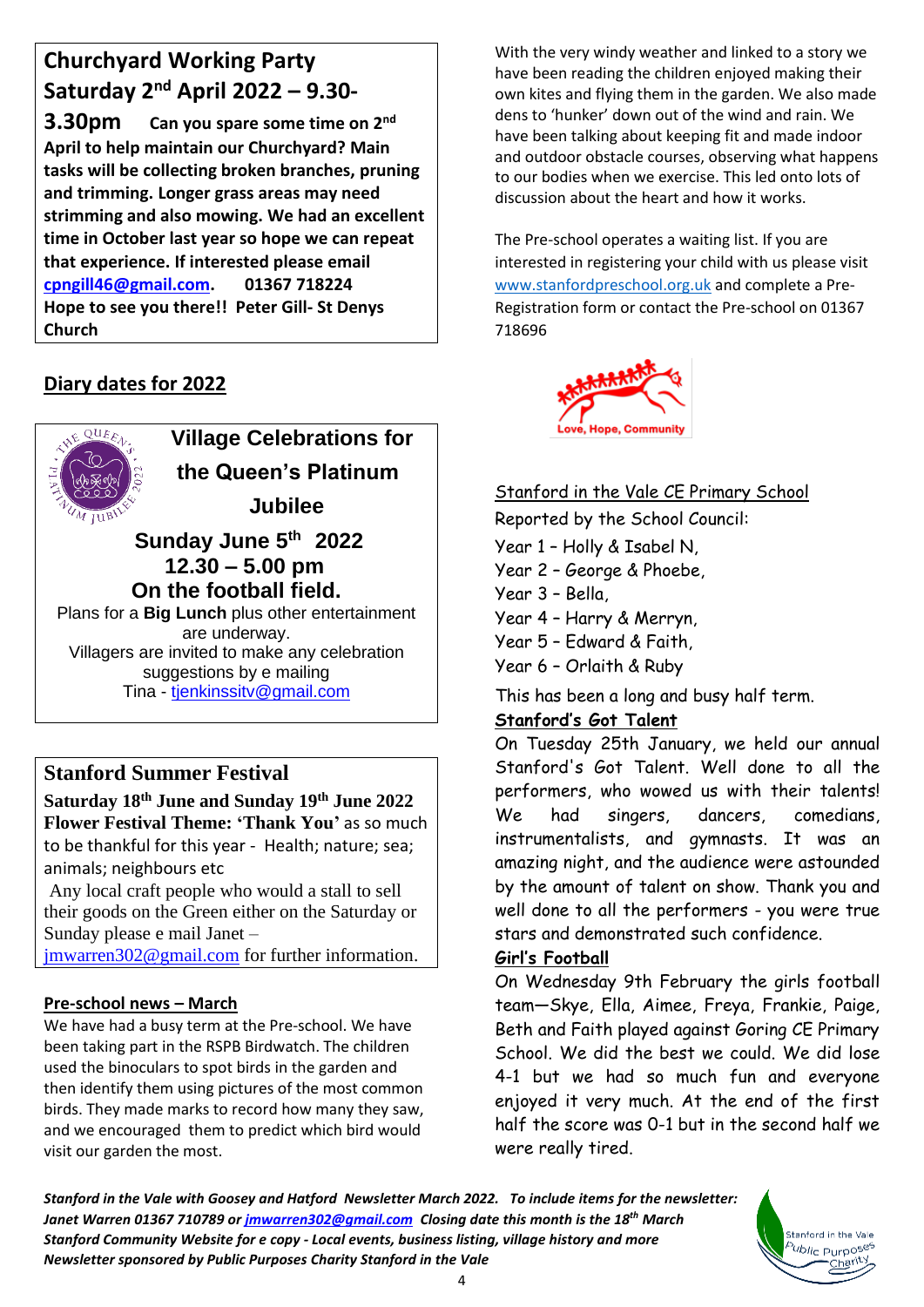## Churchyard Working Party Saturday 2nd April 2022 – 9.30-3.30pm

**Can you spare some time on 2nd April to help maintain our Churchyard? Main tasks will be collecting broken branches, pruning and trimming. Longer grass areas may need strimming and also mowing. We had an excellent time in October last year so hope we can repeat that experience. If interested please email [cpngill46@gmail.com](mailto:cpngill46@gmail.com). 01367 718224**

**Hope to see you there!! Peter Gill- St Denys Church**

## Diary dates for 2022

### Village Celebrations for the Queen's Platinum Jubilee

**Sunday June 5th 2022**
**12.30 – 5.00 pm**
**On the football field.**

Plans for a **Big Lunch** plus other entertainment are underway.

Villagers are invited to make any celebration suggestions by e mailing Tina - tjenkinssitv@gmail.com

## Stanford Summer Festival

**Saturday 18th June and Sunday 19th June 2022**

**Flower Festival Theme: 'Thank You'** as so much to be thankful for this year - Health; nature; sea; animals; neighbours etc

Any local craft people who would a stall to sell their goods on the Green either on the Saturday or Sunday please e mail Janet – jmwarren302@gmail.com for further information.

## Pre-school news – March

We have had a busy term at the Pre-school. We have been taking part in the RSPB Birdwatch. The children used the binoculars to spot birds in the garden and then identify them using pictures of the most common birds. They made marks to record how many they saw, and we encouraged them to predict which bird would visit our garden the most.

With the very windy weather and linked to a story we have been reading the children enjoyed making their own kites and flying them in the garden. We also made dens to 'hunker' down out of the wind and rain. We have been talking about keeping fit and made indoor and outdoor obstacle courses, observing what happens to our bodies when we exercise. This led onto lots of discussion about the heart and how it works.

The Pre-school operates a waiting list. If you are interested in registering your child with us please visit www.stanfordpreschool.org.uk and complete a Pre-Registration form or contact the Pre-school on 01367 718696

Love, Hope, Community

## Stanford in the Vale CE Primary School

Reported by the School Council:

Year 1 - Holly & Isabel N,
Year 2 - George & Phoebe,
Year 3 - Bella,
Year 4 - Harry & Merryn,
Year 5 - Edward & Faith,
Year 6 - Orlaith & Ruby

This has been a long and busy half term.

### Stanford's Got Talent

On Tuesday 25th January, we held our annual Stanford's Got Talent. Well done to all the performers, who wowed us with their talents! We had singers, dancers, comedians, instrumentalists, and gymnasts. It was an amazing night, and the audience were astounded by the amount of talent on show. Thank you and well done to all the performers - you were true stars and demonstrated such confidence.

### Girl's Football

On Wednesday 9th February the girls football team—Skye, Ella, Aimee, Freya, Frankie, Paige, Beth and Faith played against Goring CE Primary School. We did the best we could. We did lose 4-1 but we had so much fun and everyone enjoyed it very much. At the end of the first half the score was 0-1 but in the second half we were really tired.

***Stanford in the Vale with Goosey and Hatford Newsletter March 2022. To include items for the newsletter: Janet Warren 01367 710789 or jmwarren302@gmail.com Closing date this month is the 18th March***
***Stanford Community Website for e copy - Local events, business listing, village history and more***
***Newsletter sponsored by Public Purposes Charity Stanford in the Vale***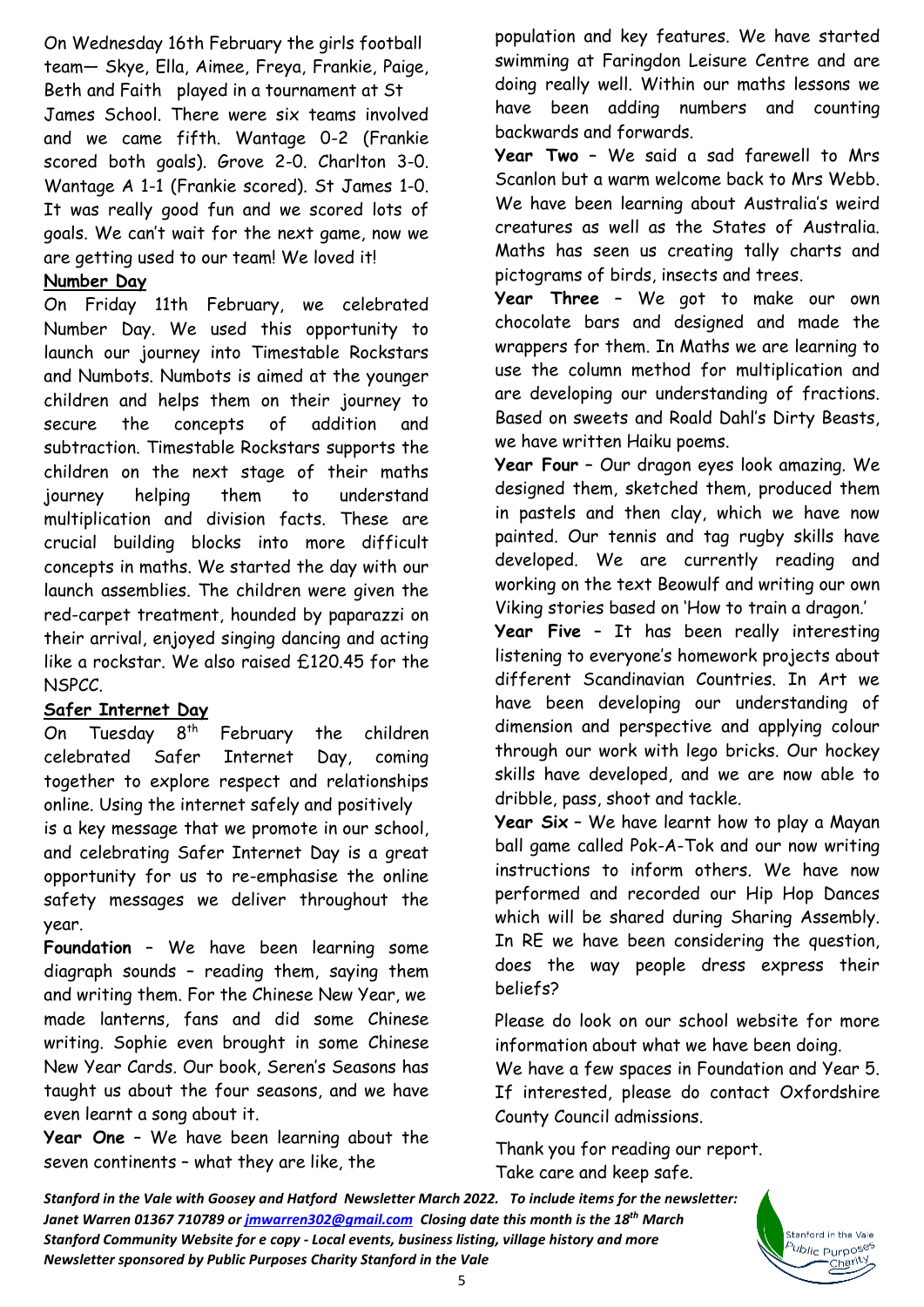On Wednesday 16th February the girls football team— Skye, Ella, Aimee, Freya, Frankie, Paige, Beth and Faith played in a tournament at St James School. There were six teams involved and we came fifth. Wantage 0-2 (Frankie scored both goals). Grove 2-0. Charlton 3-0. Wantage A 1-1 (Frankie scored). St James 1-0. It was really good fun and we scored lots of goals. We can't wait for the next game, now we are getting used to our team! We loved it!

**Number Day**

On Friday 11th February, we celebrated Number Day. We used this opportunity to launch our journey into Timestable Rockstars and Numbots. Numbots is aimed at the younger children and helps them on their journey to secure the concepts of addition and subtraction. Timestable Rockstars supports the children on the next stage of their maths journey helping them to understand multiplication and division facts. These are crucial building blocks into more difficult concepts in maths. We started the day with our launch assemblies. The children were given the red-carpet treatment, hounded by paparazzi on their arrival, enjoyed singing dancing and acting like a rockstar. We also raised £120.45 for the NSPCC.

**Safer Internet Day**

On Tuesday 8th February the children celebrated Safer Internet Day, coming together to explore respect and relationships online. Using the internet safely and positively is a key message that we promote in our school, and celebrating Safer Internet Day is a great opportunity for us to re-emphasise the online safety messages we deliver throughout the year.

**Foundation** – We have been learning some diagraph sounds – reading them, saying them and writing them. For the Chinese New Year, we made lanterns, fans and did some Chinese writing. Sophie even brought in some Chinese New Year Cards. Our book, Seren's Seasons has taught us about the four seasons, and we have even learnt a song about it.

**Year One** – We have been learning about the seven continents – what they are like, the population and key features. We have started swimming at Faringdon Leisure Centre and are doing really well. Within our maths lessons we have been adding numbers and counting backwards and forwards.

**Year Two** – We said a sad farewell to Mrs Scanlon but a warm welcome back to Mrs Webb. We have been learning about Australia's weird creatures as well as the States of Australia. Maths has seen us creating tally charts and pictograms of birds, insects and trees.

**Year Three** – We got to make our own chocolate bars and designed and made the wrappers for them. In Maths we are learning to use the column method for multiplication and are developing our understanding of fractions. Based on sweets and Roald Dahl's Dirty Beasts, we have written Haiku poems.

**Year Four** – Our dragon eyes look amazing. We designed them, sketched them, produced them in pastels and then clay, which we have now painted. Our tennis and tag rugby skills have developed. We are currently reading and working on the text Beowulf and writing our own Viking stories based on 'How to train a dragon.'

**Year Five** – It has been really interesting listening to everyone's homework projects about different Scandinavian Countries. In Art we have been developing our understanding of dimension and perspective and applying colour through our work with lego bricks. Our hockey skills have developed, and we are now able to dribble, pass, shoot and tackle.

**Year Six** – We have learnt how to play a Mayan ball game called Pok-A-Tok and our now writing instructions to inform others. We have now performed and recorded our Hip Hop Dances which will be shared during Sharing Assembly. In RE we have been considering the question, does the way people dress express their beliefs?

Please do look on our school website for more information about what we have been doing.

We have a few spaces in Foundation and Year 5. If interested, please do contact Oxfordshire County Council admissions.

Thank you for reading our report.
Take care and keep safe.

*Stanford in the Vale with Goosey and Hatford Newsletter March 2022. To include items for the newsletter: Janet Warren 01367 710789 or jmwarren302@gmail.com Closing date this month is the 18th March*
*Stanford Community Website for e copy - Local events, business listing, village history and more*
*Newsletter sponsored by Public Purposes Charity Stanford in the Vale*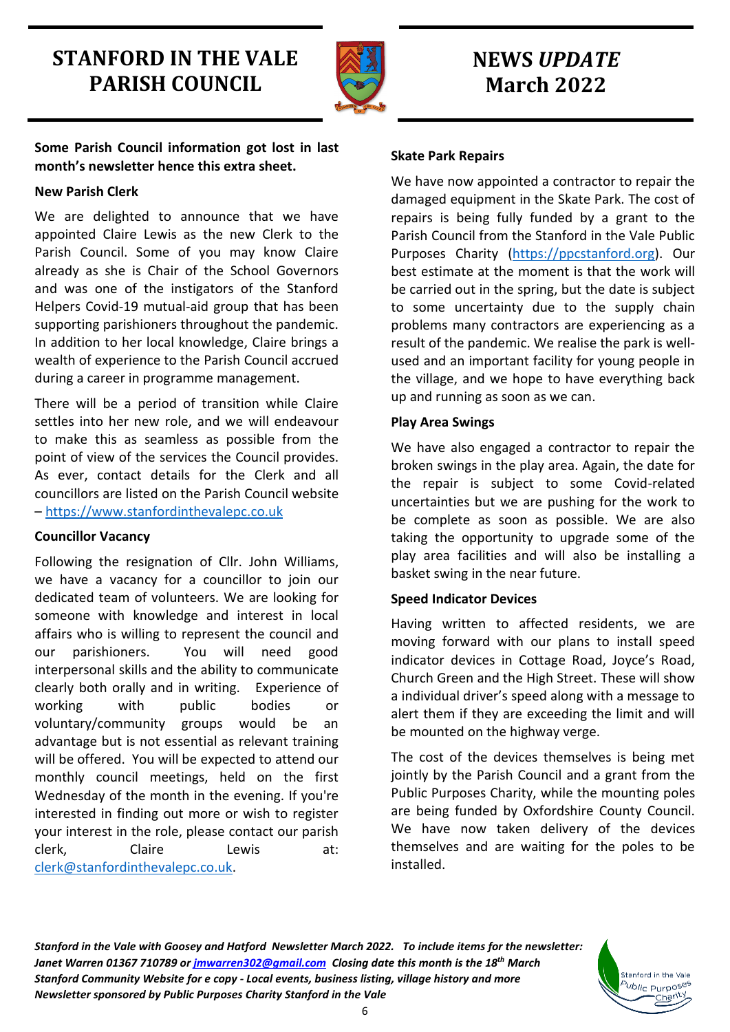# STANFORD IN THE VALE PARISH COUNCIL

# NEWS *UPDATE* March 2022

**Some Parish Council information got lost in last month's newsletter hence this extra sheet.**

**New Parish Clerk**

We are delighted to announce that we have appointed Claire Lewis as the new Clerk to the Parish Council. Some of you may know Claire already as she is Chair of the School Governors and was one of the instigators of the Stanford Helpers Covid-19 mutual-aid group that has been supporting parishioners throughout the pandemic. In addition to her local knowledge, Claire brings a wealth of experience to the Parish Council accrued during a career in programme management.

There will be a period of transition while Claire settles into her new role, and we will endeavour to make this as seamless as possible from the point of view of the services the Council provides. As ever, contact details for the Clerk and all councillors are listed on the Parish Council website – https://www.stanfordinthevalepc.co.uk

**Councillor Vacancy**

Following the resignation of Cllr. John Williams, we have a vacancy for a councillor to join our dedicated team of volunteers. We are looking for someone with knowledge and interest in local affairs who is willing to represent the council and our parishioners. You will need good interpersonal skills and the ability to communicate clearly both orally and in writing. Experience of working with public bodies or voluntary/community groups would be an advantage but is not essential as relevant training will be offered. You will be expected to attend our monthly council meetings, held on the first Wednesday of the month in the evening. If you're interested in finding out more or wish to register your interest in the role, please contact our parish clerk, Claire Lewis at: clerk@stanfordinthevalepc.co.uk.

**Skate Park Repairs**

We have now appointed a contractor to repair the damaged equipment in the Skate Park. The cost of repairs is being fully funded by a grant to the Parish Council from the Stanford in the Vale Public Purposes Charity (https://ppcstanford.org). Our best estimate at the moment is that the work will be carried out in the spring, but the date is subject to some uncertainty due to the supply chain problems many contractors are experiencing as a result of the pandemic. We realise the park is well-used and an important facility for young people in the village, and we hope to have everything back up and running as soon as we can.

**Play Area Swings**

We have also engaged a contractor to repair the broken swings in the play area. Again, the date for the repair is subject to some Covid-related uncertainties but we are pushing for the work to be complete as soon as possible. We are also taking the opportunity to upgrade some of the play area facilities and will also be installing a basket swing in the near future.

**Speed Indicator Devices**

Having written to affected residents, we are moving forward with our plans to install speed indicator devices in Cottage Road, Joyce's Road, Church Green and the High Street. These will show a individual driver's speed along with a message to alert them if they are exceeding the limit and will be mounted on the highway verge.

The cost of the devices themselves is being met jointly by the Parish Council and a grant from the Public Purposes Charity, while the mounting poles are being funded by Oxfordshire County Council. We have now taken delivery of the devices themselves and are waiting for the poles to be installed.

***Stanford in the Vale with Goosey and Hatford Newsletter March 2022. To include items for the newsletter: Janet Warren 01367 710789 or jmwarren302@gmail.com Closing date this month is the 18th March***
***Stanford Community Website for e copy - Local events, business listing, village history and more***
***Newsletter sponsored by Public Purposes Charity Stanford in the Vale***